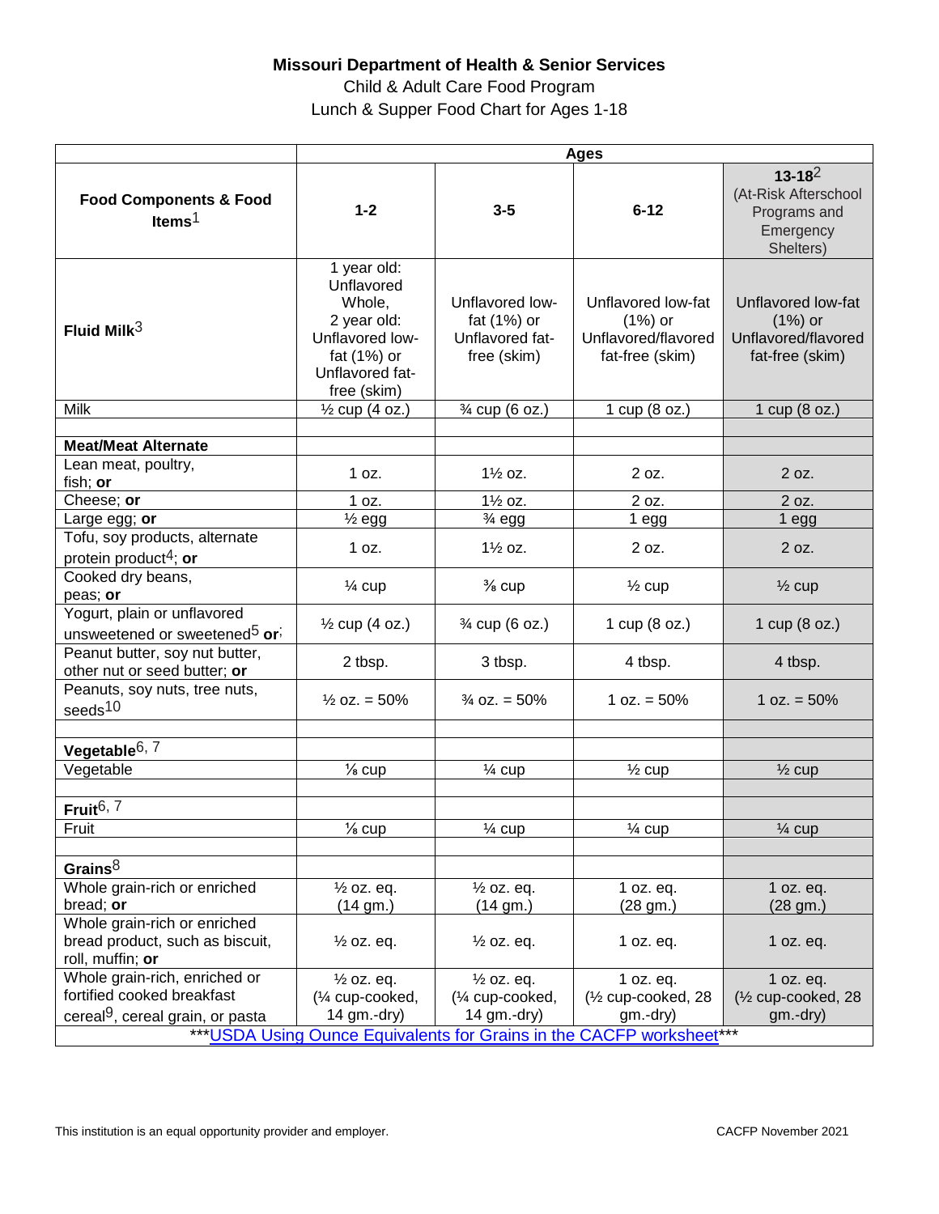**Missouri Department of Health & Senior Services**

Child & Adult Care Food Program

Lunch & Supper Food Chart for Ages 1-18

| | Ages | | | |
|---|---|---|---|---|
| **Food Components & Food Items**[1] | **1-2** | **3-5** | **6-12** | **13-18**[2] (At-Risk Afterschool Programs and Emergency Shelters) |
| **Fluid Milk**[3] | 1 year old: Unflavored Whole, 2 year old: Unflavored low-fat (1%) or Unflavored fat-free (skim) | Unflavored low-fat (1%) or Unflavored fat-free (skim) | Unflavored low-fat (1%) or Unflavored/flavored fat-free (skim) | Unflavored low-fat (1%) or Unflavored/flavored fat-free (skim) |
| Milk | ½ cup (4 oz.) | ¾ cup (6 oz.) | 1 cup (8 oz.) | 1 cup (8 oz.) |
| | | | | |
| **Meat/Meat Alternate** | | | | |
| Lean meat, poultry, fish; **or** | 1 oz. | 1½ oz. | 2 oz. | 2 oz. |
| Cheese; **or** | 1 oz. | 1½ oz. | 2 oz. | 2 oz. |
| Large egg; **or** | ½ egg | ¾ egg | 1 egg | 1 egg |
| Tofu, soy products, alternate protein product[4]; **or** | 1 oz. | 1½ oz. | 2 oz. | 2 oz. |
| Cooked dry beans, peas; **or** | ¼ cup | ⅜ cup | ½ cup | ½ cup |
| Yogurt, plain or unflavored unsweetened or sweetened[5] **or** | ½ cup (4 oz.) | ¾ cup (6 oz.) | 1 cup (8 oz.) | 1 cup (8 oz.) |
| Peanut butter, soy nut butter, other nut or seed butter; **or** | 2 tbsp. | 3 tbsp. | 4 tbsp. | 4 tbsp. |
| Peanuts, soy nuts, tree nuts, seeds[10] | ½ oz. = 50% | ¾ oz. = 50% | 1 oz. = 50% | 1 oz. = 50% |
| | | | | |
| **Vegetable**[6, 7] | | | | |
| Vegetable | ⅛ cup | ¼ cup | ½ cup | ½ cup |
| | | | | |
| **Fruit**[6, 7] | | | | |
| Fruit | ⅛ cup | ¼ cup | ¼ cup | ¼ cup |
| | | | | |
| **Grains**[8] | | | | |
| Whole grain-rich or enriched bread; **or** | ½ oz. eq. (14 gm.) | ½ oz. eq. (14 gm.) | 1 oz. eq. (28 gm.) | 1 oz. eq. (28 gm.) |
| Whole grain-rich or enriched bread product, such as biscuit, roll, muffin; **or** | ½ oz. eq. | ½ oz. eq. | 1 oz. eq. | 1 oz. eq. |
| Whole grain-rich, enriched or fortified cooked breakfast cereal[9], cereal grain, or pasta | ½ oz. eq. (¼ cup-cooked, 14 gm.-dry) | ½ oz. eq. (¼ cup-cooked, 14 gm.-dry) | 1 oz. eq. (½ cup-cooked, 28 gm.-dry) | 1 oz. eq. (½ cup-cooked, 28 gm.-dry) |

***USDA Using Ounce Equivalents for Grains in the CACFP worksheet***

This institution is an equal opportunity provider and employer.

CACFP November 2021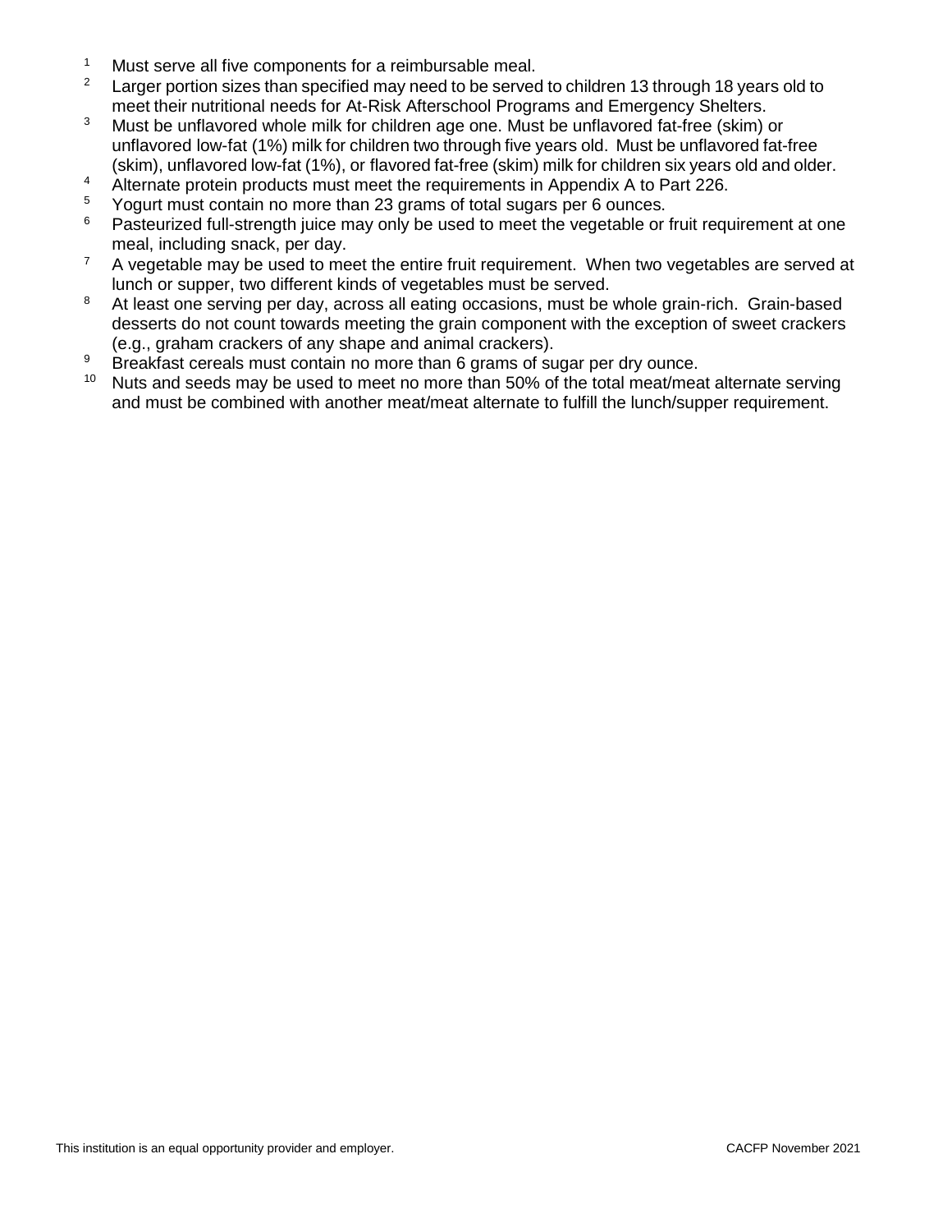[1] Must serve all five components for a reimbursable meal.

[2] Larger portion sizes than specified may need to be served to children 13 through 18 years old to meet their nutritional needs for At-Risk Afterschool Programs and Emergency Shelters.

[3] Must be unflavored whole milk for children age one. Must be unflavored fat-free (skim) or unflavored low-fat (1%) milk for children two through five years old. Must be unflavored fat-free (skim), unflavored low-fat (1%), or flavored fat-free (skim) milk for children six years old and older.

[4] Alternate protein products must meet the requirements in Appendix A to Part 226.

[5] Yogurt must contain no more than 23 grams of total sugars per 6 ounces.

[6] Pasteurized full-strength juice may only be used to meet the vegetable or fruit requirement at one meal, including snack, per day.

[7] A vegetable may be used to meet the entire fruit requirement. When two vegetables are served at lunch or supper, two different kinds of vegetables must be served.

[8] At least one serving per day, across all eating occasions, must be whole grain-rich. Grain-based desserts do not count towards meeting the grain component with the exception of sweet crackers (e.g., graham crackers of any shape and animal crackers).

[9] Breakfast cereals must contain no more than 6 grams of sugar per dry ounce.

[10] Nuts and seeds may be used to meet no more than 50% of the total meat/meat alternate serving and must be combined with another meat/meat alternate to fulfill the lunch/supper requirement.

This institution is an equal opportunity provider and employer.

CACFP November 2021